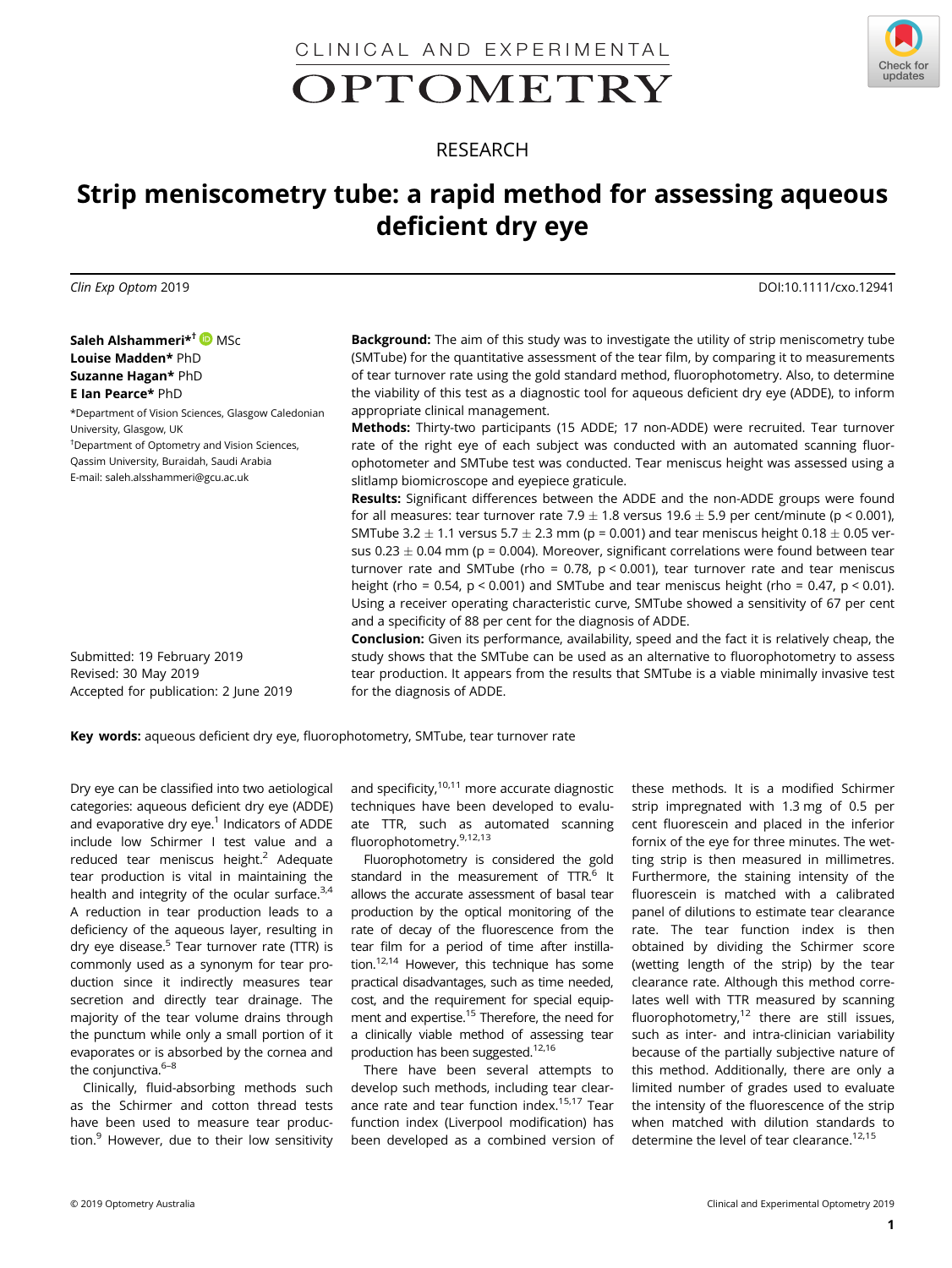CLINICAL AND EXPERIMENTAL OPTOMETRY

RESEARCH

# Strip meniscometry tube: a rapid method for assessing aqueous deficient dry eye

*Clin Exp Optom* 2019

DOI:10.1111/cxo.12941

**Saleh Alshammeri**[*†] MSc
**Louise Madden**[*] PhD
**Suzanne Hagan**[*] PhD
**E Ian Pearce**[*] PhD

[*]Department of Vision Sciences, Glasgow Caledonian University, Glasgow, UK
[†]Department of Optometry and Vision Sciences, Qassim University, Buraidah, Saudi Arabia
E-mail: saleh.alsshammeri@gcu.ac.uk

Submitted: 19 February 2019
Revised: 30 May 2019
Accepted for publication: 2 June 2019

**Background:** The aim of this study was to investigate the utility of strip meniscometry tube (SMTube) for the quantitative assessment of the tear film, by comparing it to measurements of tear turnover rate using the gold standard method, fluorophotometry. Also, to determine the viability of this test as a diagnostic tool for aqueous deficient dry eye (ADDE), to inform appropriate clinical management.

**Methods:** Thirty-two participants (15 ADDE; 17 non-ADDE) were recruited. Tear turnover rate of the right eye of each subject was conducted with an automated scanning fluorophotometer and SMTube test was conducted. Tear meniscus height was assessed using a slitlamp biomicroscope and eyepiece graticule.

**Results:** Significant differences between the ADDE and the non-ADDE groups were found for all measures: tear turnover rate $7.9 \pm 1.8$ versus $19.6 \pm 5.9$ per cent/minute ($p < 0.001$), SMTube $3.2 \pm 1.1$ versus $5.7 \pm 2.3$ mm ($p = 0.001$) and tear meniscus height $0.18 \pm 0.05$ versus $0.23 \pm 0.04$ mm ($p = 0.004$). Moreover, significant correlations were found between tear turnover rate and SMTube (rho = 0.78, $p < 0.001$), tear turnover rate and tear meniscus height (rho = 0.54, $p < 0.001$) and SMTube and tear meniscus height (rho = 0.47, $p < 0.01$). Using a receiver operating characteristic curve, SMTube showed a sensitivity of 67 per cent and a specificity of 88 per cent for the diagnosis of ADDE.

**Conclusion:** Given its performance, availability, speed and the fact it is relatively cheap, the study shows that the SMTube can be used as an alternative to fluorophotometry to assess tear production. It appears from the results that SMTube is a viable minimally invasive test for the diagnosis of ADDE.

**Key words:** aqueous deficient dry eye, fluorophotometry, SMTube, tear turnover rate

Dry eye can be classified into two aetiological categories: aqueous deficient dry eye (ADDE) and evaporative dry eye.[1] Indicators of ADDE include low Schirmer I test value and a reduced tear meniscus height.[2] Adequate tear production is vital in maintaining the health and integrity of the ocular surface.[3,4] A reduction in tear production leads to a deficiency of the aqueous layer, resulting in dry eye disease.[5] Tear turnover rate (TTR) is commonly used as a synonym for tear production since it indirectly measures tear secretion and directly tear drainage. The majority of the tear volume drains through the punctum while only a small portion of it evaporates or is absorbed by the cornea and the conjunctiva.[6–8]

Clinically, fluid-absorbing methods such as the Schirmer and cotton thread tests have been used to measure tear production.[9] However, due to their low sensitivity and specificity,[10,11] more accurate diagnostic techniques have been developed to evaluate TTR, such as automated scanning fluorophotometry.[9,12,13]

Fluorophotometry is considered the gold standard in the measurement of TTR.[6] It allows the accurate assessment of basal tear production by the optical monitoring of the rate of decay of the fluorescence from the tear film for a period of time after instillation.[12,14] However, this technique has some practical disadvantages, such as time needed, cost, and the requirement for special equipment and expertise.[15] Therefore, the need for a clinically viable method of assessing tear production has been suggested.[12,16]

There have been several attempts to develop such methods, including tear clearance rate and tear function index.[15,17] Tear function index (Liverpool modification) has been developed as a combined version of these methods. It is a modified Schirmer strip impregnated with 1.3 mg of 0.5 per cent fluorescein and placed in the inferior fornix of the eye for three minutes. The wetting strip is then measured in millimetres. Furthermore, the staining intensity of the fluorescein is matched with a calibrated panel of dilutions to estimate tear clearance rate. The tear function index is then obtained by dividing the Schirmer score (wetting length of the strip) by the tear clearance rate. Although this method correlates well with TTR measured by scanning fluorophotometry,[12] there are still issues, such as inter- and intra-clinician variability because of the partially subjective nature of this method. Additionally, there are only a limited number of grades used to evaluate the intensity of the fluorescence of the strip when matched with dilution standards to determine the level of tear clearance.[12,15]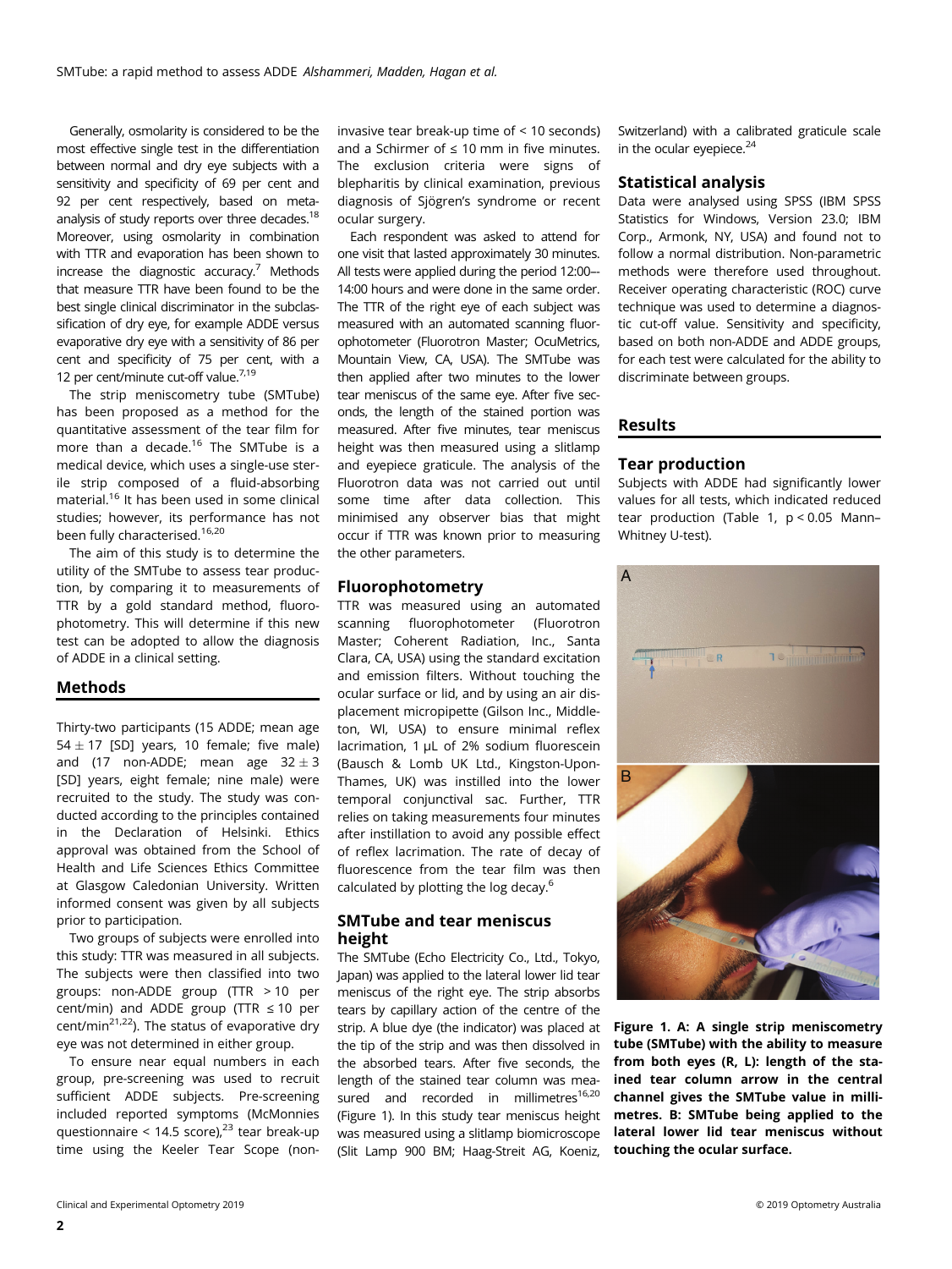Generally, osmolarity is considered to be the most effective single test in the differentiation between normal and dry eye subjects with a sensitivity and specificity of 69 per cent and 92 per cent respectively, based on meta-analysis of study reports over three decades.[18] Moreover, using osmolarity in combination with TTR and evaporation has been shown to increase the diagnostic accuracy.[7] Methods that measure TTR have been found to be the best single clinical discriminator in the subclassification of dry eye, for example ADDE versus evaporative dry eye with a sensitivity of 86 per cent and specificity of 75 per cent, with a 12 per cent/minute cut-off value.[7,19]

The strip meniscometry tube (SMTube) has been proposed as a method for the quantitative assessment of the tear film for more than a decade.[16] The SMTube is a medical device, which uses a single-use sterile strip composed of a fluid-absorbing material.[16] It has been used in some clinical studies; however, its performance has not been fully characterised.[16,20]

The aim of this study is to determine the utility of the SMTube to assess tear production, by comparing it to measurements of TTR by a gold standard method, fluorophotometry. This will determine if this new test can be adopted to allow the diagnosis of ADDE in a clinical setting.

## Methods

Thirty-two participants (15 ADDE; mean age $54 \pm 17$ [SD] years, 10 female; five male) and (17 non-ADDE; mean age $32 \pm 3$ [SD] years, eight female; nine male) were recruited to the study. The study was conducted according to the principles contained in the Declaration of Helsinki. Ethics approval was obtained from the School of Health and Life Sciences Ethics Committee at Glasgow Caledonian University. Written informed consent was given by all subjects prior to participation.

Two groups of subjects were enrolled into this study: TTR was measured in all subjects. The subjects were then classified into two groups: non-ADDE group (TTR > 10 per cent/min) and ADDE group (TTR ≤ 10 per cent/min[21,22]). The status of evaporative dry eye was not determined in either group.

To ensure near equal numbers in each group, pre-screening was used to recruit sufficient ADDE subjects. Pre-screening included reported symptoms (McMonnies questionnaire < 14.5 score),[23] tear break-up time using the Keeler Tear Scope (non-invasive tear break-up time of < 10 seconds) and a Schirmer of ≤ 10 mm in five minutes. The exclusion criteria were signs of blepharitis by clinical examination, previous diagnosis of Sjögren's syndrome or recent ocular surgery.

Each respondent was asked to attend for one visit that lasted approximately 30 minutes. All tests were applied during the period 12:00–14:00 hours and were done in the same order. The TTR of the right eye of each subject was measured with an automated scanning fluorophotometer (Fluorotron Master; OcuMetrics, Mountain View, CA, USA). The SMTube was then applied after two minutes to the lower tear meniscus of the same eye. After five seconds, the length of the stained portion was measured. After five minutes, tear meniscus height was then measured using a slitlamp and eyepiece graticule. The analysis of the Fluorotron data was not carried out until some time after data collection. This minimised any observer bias that might occur if TTR was known prior to measuring the other parameters.

### Fluorophotometry

TTR was measured using an automated scanning fluorophotometer (Fluorotron Master; Coherent Radiation, Inc., Santa Clara, CA, USA) using the standard excitation and emission filters. Without touching the ocular surface or lid, and by using an air displacement micropipette (Gilson Inc., Middleton, WI, USA) to ensure minimal reflex lacrimation, 1 μL of 2% sodium fluorescein (Bausch & Lomb UK Ltd., Kingston-Upon-Thames, UK) was instilled into the lower temporal conjunctival sac. Further, TTR relies on taking measurements four minutes after instillation to avoid any possible effect of reflex lacrimation. The rate of decay of fluorescence from the tear film was then calculated by plotting the log decay.[6]

### SMTube and tear meniscus height

The SMTube (Echo Electricity Co., Ltd., Tokyo, Japan) was applied to the lateral lower lid tear meniscus of the right eye. The strip absorbs tears by capillary action of the centre of the strip. A blue dye (the indicator) was placed at the tip of the strip and was then dissolved in the absorbed tears. After five seconds, the length of the stained tear column was measured and recorded in millimetres[16,20] (Figure 1). In this study tear meniscus height was measured using a slitlamp biomicroscope (Slit Lamp 900 BM; Haag-Streit AG, Koeniz, Switzerland) with a calibrated graticule scale in the ocular eyepiece.[24]

### Statistical analysis

Data were analysed using SPSS (IBM SPSS Statistics for Windows, Version 23.0; IBM Corp., Armonk, NY, USA) and found not to follow a normal distribution. Non-parametric methods were therefore used throughout. Receiver operating characteristic (ROC) curve technique was used to determine a diagnostic cut-off value. Sensitivity and specificity, based on both non-ADDE and ADDE groups, for each test were calculated for the ability to discriminate between groups.

## Results

### Tear production

Subjects with ADDE had significantly lower values for all tests, which indicated reduced tear production (Table 1, $p < 0.05$ Mann–Whitney U-test).

**Figure 1. A: A single strip meniscometry tube (SMTube) with the ability to measure from both eyes (R, L): length of the stained tear column arrow in the central channel gives the SMTube value in millimetres. B: SMTube being applied to the lateral lower lid tear meniscus without touching the ocular surface.**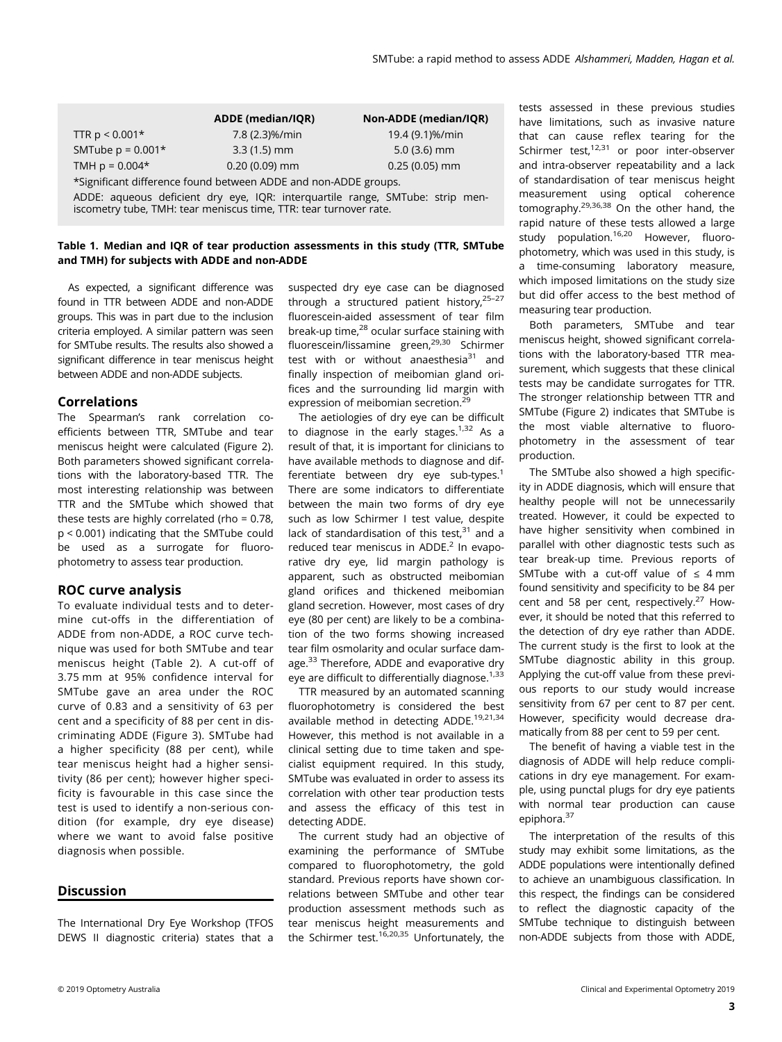| | ADDE (median/IQR) | Non-ADDE (median/IQR) |
|---|---|---|
| TTR $p < 0.001$* | 7.8 (2.3)%/min | 19.4 (9.1)%/min |
| SMTube $p = 0.001$* | 3.3 (1.5) mm | 5.0 (3.6) mm |
| TMH $p = 0.004$* | 0.20 (0.09) mm | 0.25 (0.05) mm |

*Significant difference found between ADDE and non-ADDE groups.

ADDE: aqueous deficient dry eye, IQR: interquartile range, SMTube: strip meniscometry tube, TMH: tear meniscus time, TTR: tear turnover rate.

**Table 1. Median and IQR of tear production assessments in this study (TTR, SMTube and TMH) for subjects with ADDE and non-ADDE**

As expected, a significant difference was found in TTR between ADDE and non-ADDE groups. This was in part due to the inclusion criteria employed. A similar pattern was seen for SMTube results. The results also showed a significant difference in tear meniscus height between ADDE and non-ADDE subjects.

## Correlations

The Spearman's rank correlation co-efficients between TTR, SMTube and tear meniscus height were calculated (Figure 2). Both parameters showed significant correlations with the laboratory-based TTR. The most interesting relationship was between TTR and the SMTube which showed that these tests are highly correlated (rho = 0.78, $p < 0.001$) indicating that the SMTube could be used as a surrogate for fluorophotometry to assess tear production.

## ROC curve analysis

To evaluate individual tests and to determine cut-offs in the differentiation of ADDE from non-ADDE, a ROC curve technique was used for both SMTube and tear meniscus height (Table 2). A cut-off of 3.75 mm at 95% confidence interval for SMTube gave an area under the ROC curve of 0.83 and a sensitivity of 63 per cent and a specificity of 88 per cent in discriminating ADDE (Figure 3). SMTube had a higher specificity (88 per cent), while tear meniscus height had a higher sensitivity (86 per cent); however higher specificity is favourable in this case since the test is used to identify a non-serious condition (for example, dry eye disease) where we want to avoid false positive diagnosis when possible.

## Discussion

The International Dry Eye Workshop (TFOS DEWS II diagnostic criteria) states that a suspected dry eye case can be diagnosed through a structured patient history,[25–27] fluorescein-aided assessment of tear film break-up time,[28] ocular surface staining with fluorescein/lissamine green,[29,30] Schirmer test with or without anaesthesia[31] and finally inspection of meibomian gland orifices and the surrounding lid margin with expression of meibomian secretion.[29]

The aetiologies of dry eye can be difficult to diagnose in the early stages.[1,32] As a result of that, it is important for clinicians to have available methods to diagnose and differentiate between dry eye sub-types.[1] There are some indicators to differentiate between the main two forms of dry eye such as low Schirmer I test value, despite lack of standardisation of this test,[31] and a reduced tear meniscus in ADDE.[2] In evaporative dry eye, lid margin pathology is apparent, such as obstructed meibomian gland orifices and thickened meibomian gland secretion. However, most cases of dry eye (80 per cent) are likely to be a combination of the two forms showing increased tear film osmolarity and ocular surface damage.[33] Therefore, ADDE and evaporative dry eye are difficult to differentially diagnose.[1,33]

TTR measured by an automated scanning fluorophotometry is considered the best available method in detecting ADDE.[19,21,34] However, this method is not available in a clinical setting due to time taken and specialist equipment required. In this study, SMTube was evaluated in order to assess its correlation with other tear production tests and assess the efficacy of this test in detecting ADDE.

The current study had an objective of examining the performance of SMTube compared to fluorophotometry, the gold standard. Previous reports have shown correlations between SMTube and other tear production assessment methods such as tear meniscus height measurements and the Schirmer test.[16,20,35] Unfortunately, the tests assessed in these previous studies have limitations, such as invasive nature that can cause reflex tearing for the Schirmer test,[12,31] or poor inter-observer and intra-observer repeatability and a lack of standardisation of tear meniscus height measurement using optical coherence tomography.[29,36,38] On the other hand, the rapid nature of these tests allowed a large study population.[16,20] However, fluorophotometry, which was used in this study, is a time-consuming laboratory measure, which imposed limitations on the study size but did offer access to the best method of measuring tear production.

Both parameters, SMTube and tear meniscus height, showed significant correlations with the laboratory-based TTR measurement, which suggests that these clinical tests may be candidate surrogates for TTR. The stronger relationship between TTR and SMTube (Figure 2) indicates that SMTube is the most viable alternative to fluorophotometry in the assessment of tear production.

The SMTube also showed a high specificity in ADDE diagnosis, which will ensure that healthy people will not be unnecessarily treated. However, it could be expected to have higher sensitivity when combined in parallel with other diagnostic tests such as tear break-up time. Previous reports of SMTube with a cut-off value of ≤ 4 mm found sensitivity and specificity to be 84 per cent and 58 per cent, respectively.[27] However, it should be noted that this referred to the detection of dry eye rather than ADDE. The current study is the first to look at the SMTube diagnostic ability in this group. Applying the cut-off value from these previous reports to our study would increase sensitivity from 67 per cent to 87 per cent. However, specificity would decrease dramatically from 88 per cent to 59 per cent.

The benefit of having a viable test in the diagnosis of ADDE will help reduce complications in dry eye management. For example, using punctal plugs for dry eye patients with normal tear production can cause epiphora.[37]

The interpretation of the results of this study may exhibit some limitations, as the ADDE populations were intentionally defined to achieve an unambiguous classification. In this respect, the findings can be considered to reflect the diagnostic capacity of the SMTube technique to distinguish between non-ADDE subjects from those with ADDE,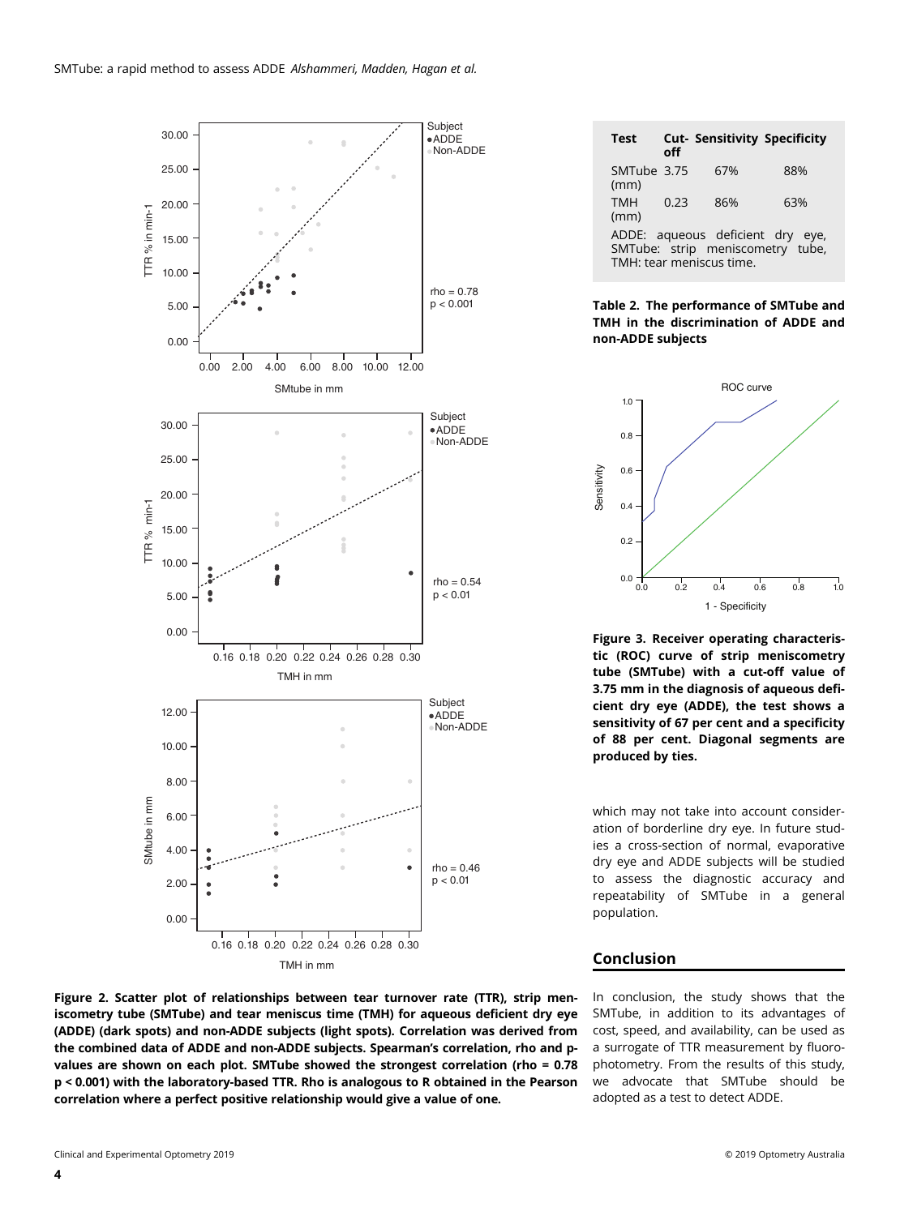Figure 2. Scatter plot of relationships between tear turnover rate (TTR), strip meniscometry tube (SMTube) and tear meniscus time (TMH) for aqueous deficient dry eye (ADDE) (dark spots) and non-ADDE subjects (light spots). Correlation was derived from the combined data of ADDE and non-ADDE subjects. Spearman's correlation, rho and p-values are shown on each plot. SMTube showed the strongest correlation (rho = 0.78 p < 0.001) with the laboratory-based TTR. Rho is analogous to R obtained in the Pearson correlation where a perfect positive relationship would give a value of one.

| Test | Cut-off | Sensitivity | Specificity |
|---|---|---|---|
| SMTube (mm) | 3.75 | 67% | 88% |
| TMH (mm) | 0.23 | 86% | 63% |

ADDE: aqueous deficient dry eye, SMTube: strip meniscometry tube, TMH: tear meniscus time.

**Table 2. The performance of SMTube and TMH in the discrimination of ADDE and non-ADDE subjects**

**Figure 3. Receiver operating characteristic (ROC) curve of strip meniscometry tube (SMTube) with a cut-off value of 3.75 mm in the diagnosis of aqueous deficient dry eye (ADDE), the test shows a sensitivity of 67 per cent and a specificity of 88 per cent. Diagonal segments are produced by ties.**

which may not take into account consideration of borderline dry eye. In future studies a cross-section of normal, evaporative dry eye and ADDE subjects will be studied to assess the diagnostic accuracy and repeatability of SMTube in a general population.

## Conclusion

In conclusion, the study shows that the SMTube, in addition to its advantages of cost, speed, and availability, can be used as a surrogate of TTR measurement by fluorophotometry. From the results of this study, we advocate that SMTube should be adopted as a test to detect ADDE.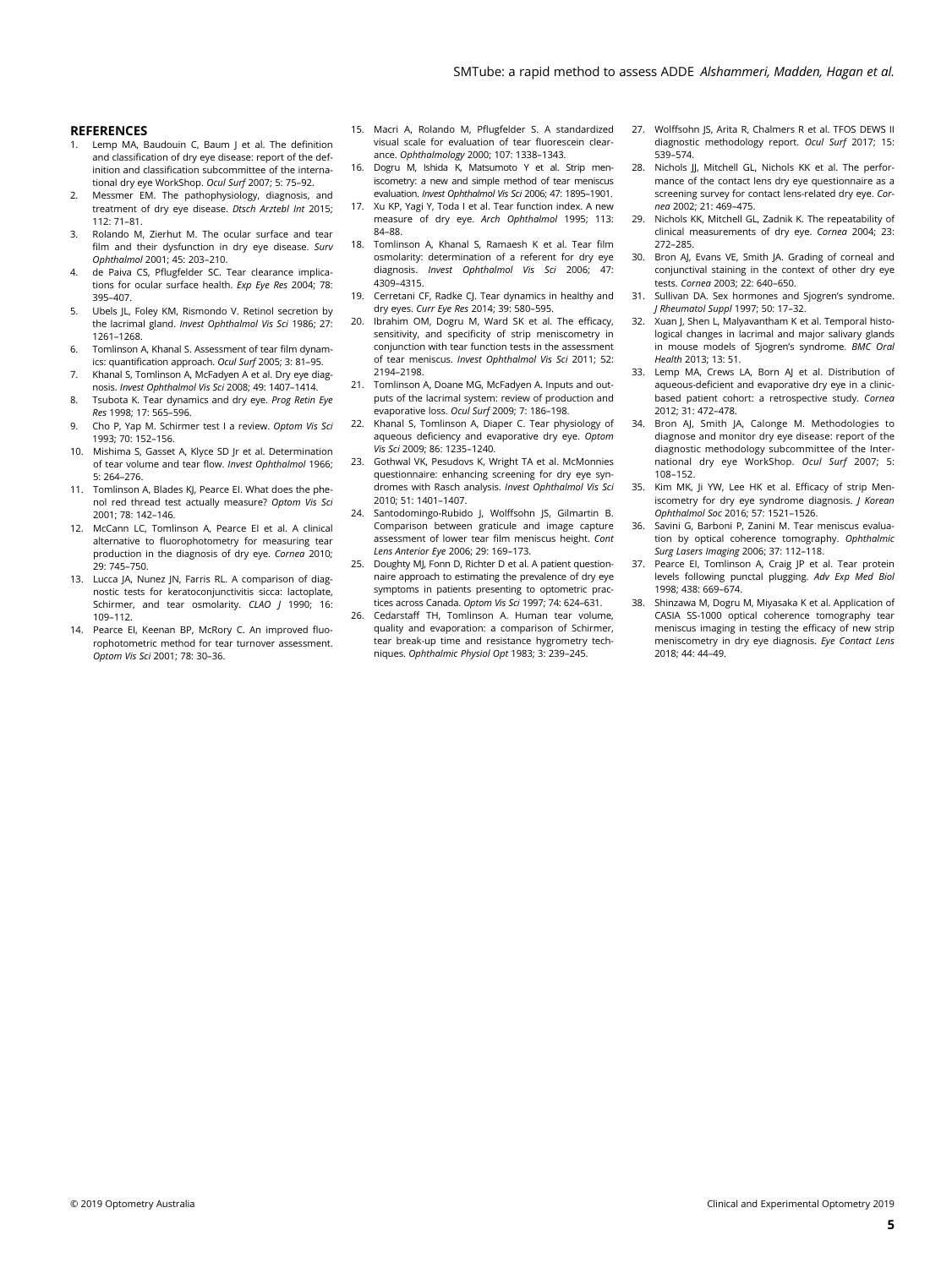## REFERENCES

1. Lemp MA, Baudouin C, Baum J et al. The definition and classification of dry eye disease: report of the definition and classification subcommittee of the international dry eye WorkShop. *Ocul Surf* 2007; 5: 75–92.
2. Messmer EM. The pathophysiology, diagnosis, and treatment of dry eye disease. *Dtsch Arztebl Int* 2015; 112: 71–81.
3. Rolando M, Zierhut M. The ocular surface and tear film and their dysfunction in dry eye disease. *Surv Ophthalmol* 2001; 45: 203–210.
4. de Paiva CS, Pflugfelder SC. Tear clearance implications for ocular surface health. *Exp Eye Res* 2004; 78: 395–407.
5. Ubels JL, Foley KM, Rismondo V. Retinol secretion by the lacrimal gland. *Invest Ophthalmol Vis Sci* 1986; 27: 1261–1268.
6. Tomlinson A, Khanal S. Assessment of tear film dynamics: quantification approach. *Ocul Surf* 2005; 3: 81–95.
7. Khanal S, Tomlinson A, McFadyen A et al. Dry eye diagnosis. *Invest Ophthalmol Vis Sci* 2008; 49: 1407–1414.
8. Tsubota K. Tear dynamics and dry eye. *Prog Retin Eye Res* 1998; 17: 565–596.
9. Cho P, Yap M. Schirmer test I a review. *Optom Vis Sci* 1993; 70: 152–156.
10. Mishima S, Gasset A, Klyce SD Jr et al. Determination of tear volume and tear flow. *Invest Ophthalmol* 1966; 5: 264–276.
11. Tomlinson A, Blades KJ, Pearce EI. What does the phenol red thread test actually measure? *Optom Vis Sci* 2001; 78: 142–146.
12. McCann LC, Tomlinson A, Pearce EI et al. A clinical alternative to fluorophotometry for measuring tear production in the diagnosis of dry eye. *Cornea* 2010; 29: 745–750.
13. Lucca JA, Nunez JN, Farris RL. A comparison of diagnostic tests for keratoconjunctivitis sicca: lactoplate, Schirmer, and tear osmolarity. *CLAO J* 1990; 16: 109–112.
14. Pearce EI, Keenan BP, McRory C. An improved fluorophotometric method for tear turnover assessment. *Optom Vis Sci* 2001; 78: 30–36.
15. Macri A, Rolando M, Pflugfelder S. A standardized visual scale for evaluation of tear fluorescein clearance. *Ophthalmology* 2000; 107: 1338–1343.
16. Dogru M, Ishida K, Matsumoto Y et al. Strip meniscometry: a new and simple method of tear meniscus evaluation. *Invest Ophthalmol Vis Sci* 2006; 47: 1895–1901.
17. Xu KP, Yagi Y, Toda I et al. Tear function index. A new measure of dry eye. *Arch Ophthalmol* 1995; 113: 84–88.
18. Tomlinson A, Khanal S, Ramaesh K et al. Tear film osmolarity: determination of a referent for dry eye diagnosis. *Invest Ophthalmol Vis Sci* 2006; 47: 4309–4315.
19. Cerretani CF, Radke CJ. Tear dynamics in healthy and dry eyes. *Curr Eye Res* 2014; 39: 580–595.
20. Ibrahim OM, Dogru M, Ward SK et al. The efficacy, sensitivity, and specificity of strip meniscometry in conjunction with tear function tests in the assessment of tear meniscus. *Invest Ophthalmol Vis Sci* 2011; 52: 2194–2198.
21. Tomlinson A, Doane MG, McFadyen A. Inputs and outputs of the lacrimal system: review of production and evaporative loss. *Ocul Surf* 2009; 7: 186–198.
22. Khanal S, Tomlinson A, Diaper C. Tear physiology of aqueous deficiency and evaporative dry eye. *Optom Vis Sci* 2009; 86: 1235–1240.
23. Gothwal VK, Pesudovs K, Wright TA et al. McMonnies questionnaire: enhancing screening for dry eye syndromes with Rasch analysis. *Invest Ophthalmol Vis Sci* 2010; 51: 1401–1407.
24. Santodomingo-Rubido J, Wolffsohn JS, Gilmartin B. Comparison between graticule and image capture assessment of lower tear film meniscus height. *Cont Lens Anterior Eye* 2006; 29: 169–173.
25. Doughty MJ, Fonn D, Richter D et al. A patient questionnaire approach to estimating the prevalence of dry eye symptoms in patients presenting to optometric practices across Canada. *Optom Vis Sci* 1997; 74: 624–631.
26. Cedarstaff TH, Tomlinson A. Human tear volume, quality and evaporation: a comparison of Schirmer, tear break-up time and resistance hygrometry techniques. *Ophthalmic Physiol Opt* 1983; 3: 239–245.
27. Wolffsohn JS, Arita R, Chalmers R et al. TFOS DEWS II diagnostic methodology report. *Ocul Surf* 2017; 15: 539–574.
28. Nichols JJ, Mitchell GL, Nichols KK et al. The performance of the contact lens dry eye questionnaire as a screening survey for contact lens-related dry eye. *Cornea* 2002; 21: 469–475.
29. Nichols KK, Mitchell GL, Zadnik K. The repeatability of clinical measurements of dry eye. *Cornea* 2004; 23: 272–285.
30. Bron AJ, Evans VE, Smith JA. Grading of corneal and conjunctival staining in the context of other dry eye tests. *Cornea* 2003; 22: 640–650.
31. Sullivan DA. Sex hormones and Sjogren's syndrome. *J Rheumatol Suppl* 1997; 50: 17–32.
32. Xuan J, Shen L, Malyavantham K et al. Temporal histological changes in lacrimal and major salivary glands in mouse models of Sjogren's syndrome. *BMC Oral Health* 2013; 13: 51.
33. Lemp MA, Crews LA, Born AJ et al. Distribution of aqueous-deficient and evaporative dry eye in a clinic-based patient cohort: a retrospective study. *Cornea* 2012; 31: 472–478.
34. Bron AJ, Smith JA, Calonge M. Methodologies to diagnose and monitor dry eye disease: report of the diagnostic methodology subcommittee of the International dry eye WorkShop. *Ocul Surf* 2007; 5: 108–152.
35. Kim MK, Ji YW, Lee HK et al. Efficacy of strip Meniscometry for dry eye syndrome diagnosis. *J Korean Ophthalmol Soc* 2016; 57: 1521–1526.
36. Savini G, Barboni P, Zanini M. Tear meniscus evaluation by optical coherence tomography. *Ophthalmic Surg Lasers Imaging* 2006; 37: 112–118.
37. Pearce EI, Tomlinson A, Craig JP et al. Tear protein levels following punctal plugging. *Adv Exp Med Biol* 1998; 438: 669–674.
38. Shinzawa M, Dogru M, Miyasaka K et al. Application of CASIA SS-1000 optical coherence tomography tear meniscus imaging in testing the efficacy of new strip meniscometry in dry eye diagnosis. *Eye Contact Lens* 2018; 44: 44–49.